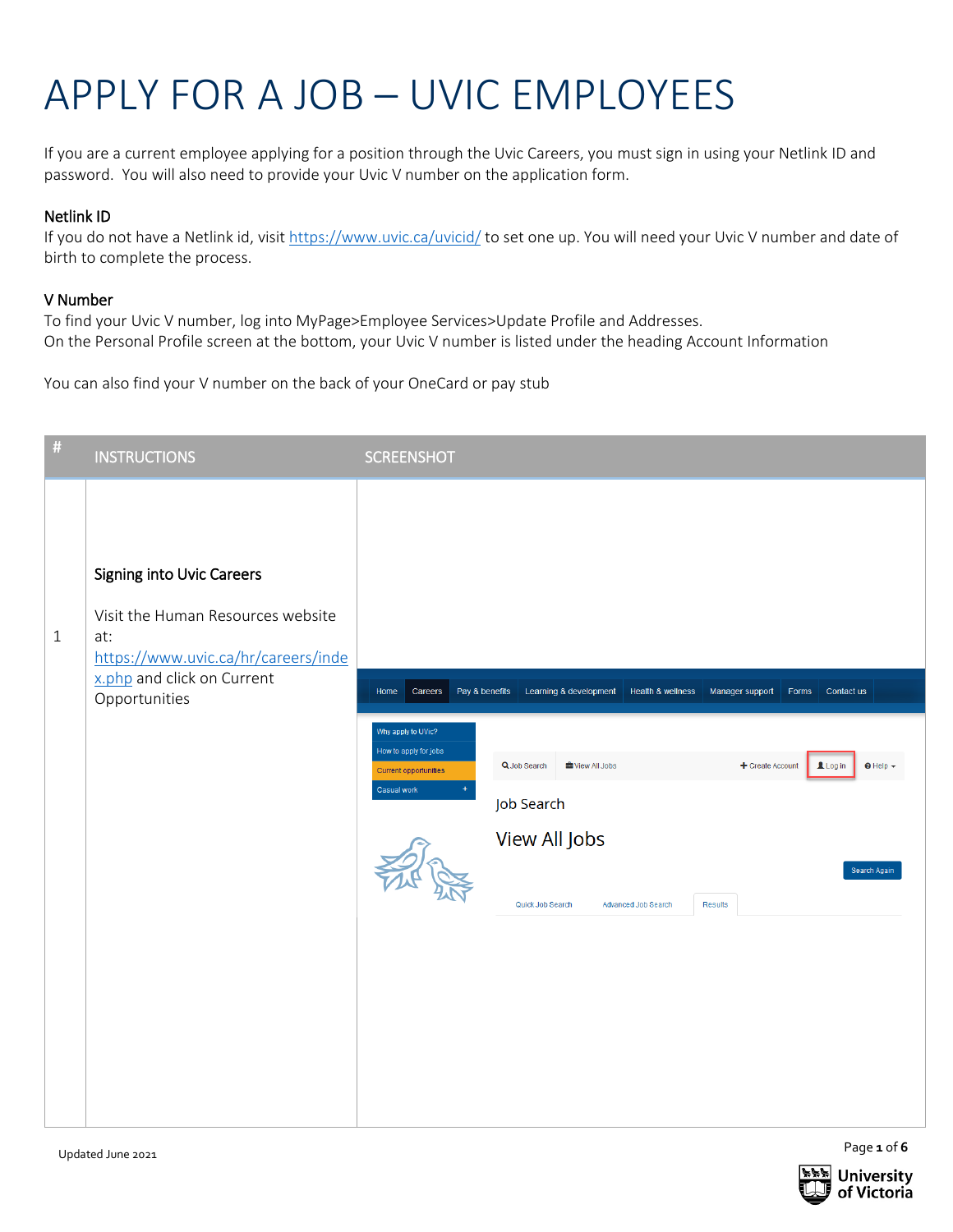# APPLY FOR A JOB – UVIC EMPLOYEES

If you are a current employee applying for a position through the Uvic Careers, you must sign in using your Netlink ID and password. You will also need to provide your Uvic V number on the application form.

### Netlink ID

If you do not have a Netlink id, visit https://www.uvic.ca/uvicid/ to set one up. You will need your Uvic V number and date of birth to complete the process.

### V Number

To find your Uvic V number, log into MyPage>Employee Services>Update Profile and Addresses.
On the Personal Profile screen at the bottom, your Uvic V number is listed under the heading Account Information

You can also find your V number on the back of your OneCard or pay stub

| # | INSTRUCTIONS | SCREENSHOT |
|---|---|---|
| 1 | **Signing into Uvic Careers**<br><br>Visit the Human Resources website at: https://www.uvic.ca/hr/careers/index.php and click on Current Opportunities | |

Updated June 2021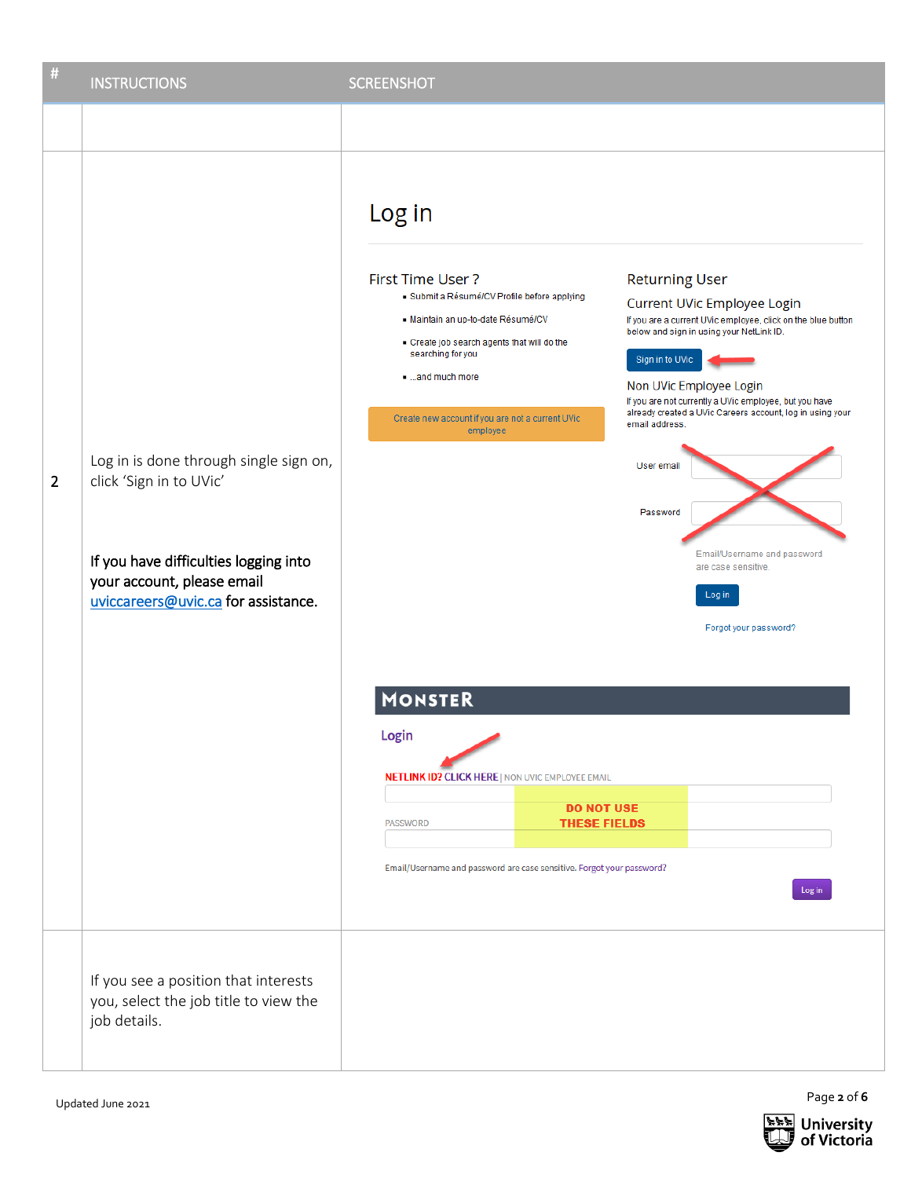| # | INSTRUCTIONS | SCREENSHOT |
| --- | --- | --- |
| | | |
| 2 | Log in is done through single sign on, click 'Sign in to UVic'<br><br>**If you have difficulties logging into your account, please email [uviccareers@uvic.ca](mailto:uviccareers@uvic.ca) for assistance.** | Log in<br><br>First Time User ?<br>▪ Submit a Résumé/CV Profile before applying<br>▪ Maintain an up-to-date Résumé/CV<br>▪ Create job search agents that will do the searching for you<br>▪ ...and much more<br><br>Create new account if you are not a current UVic employee<br><br>Returning User<br>Current UVic Employee Login<br>If you are a current UVic employee, click on the blue button below and sign in using your NetLink ID.<br>Sign in to UVic<br><br>Non UVic Employee Login<br>If you are not currently a UVic employee, but you have already created a UVic Careers account, log in using your email address.<br>User email<br>Password<br>Email/Username and password are case sensitive.<br>Log in<br>Forgot your password?<br><br>MONSTER<br>Login<br>NETLINK ID? CLICK HERE \| NON UVIC EMPLOYEE EMAIL<br>PASSWORD<br>DO NOT USE THESE FIELDS<br>Email/Username and password are case sensitive. Forgot your password?<br>Log in |
| | If you see a position that interests you, select the job title to view the job details. | |

Updated June 2021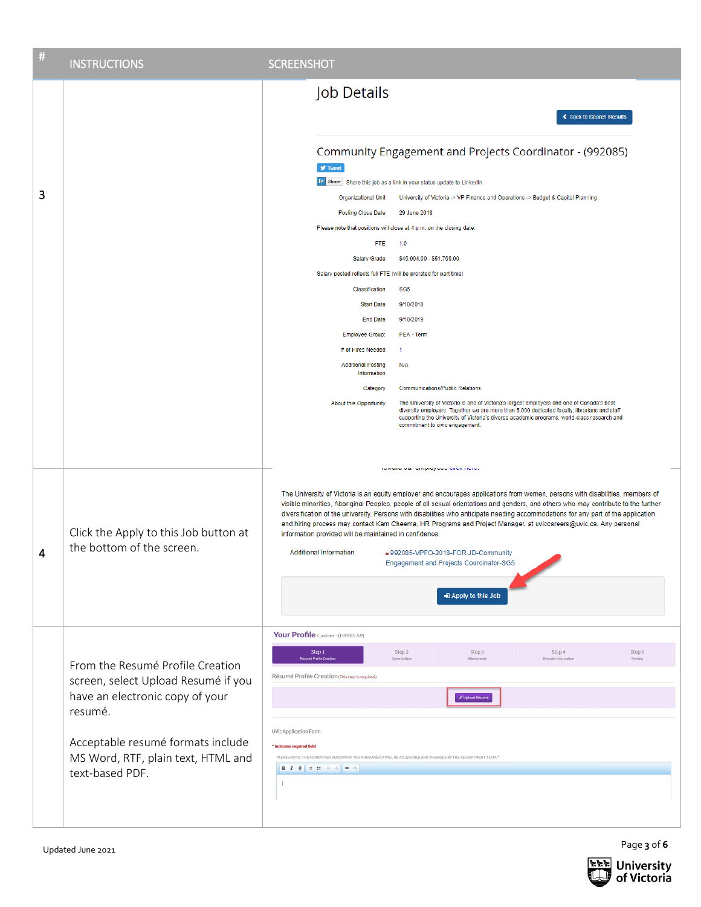| # | INSTRUCTIONS | SCREENSHOT |
|---|---|---|
| 3 | | Job Details<br><br>Back to Search Results<br><br>Community Engagement and Projects Coordinator - (992085)<br><br>Tweet<br><br>Share Share this job as a link in your status update to LinkedIn.<br><br>Organizational Unit: University of Victoria -> VP Finance and Operations -> Budget & Capital Planning<br>Posting Close Date: 29 June 2018<br>Please note that positions will close at 4 p.m. on the closing date.<br>FTE: 1.0<br>Salary Grade: $45,994.00 - $51,766.00<br>Salary posted reflects full FTE (will be prorated for part time)<br>Classification: SG5<br>Start Date: 9/10/2018<br>End Date: 9/10/2019<br>Employee Group: PEA - Term<br># of Hires Needed: 1<br>Additional Posting Information: N/A<br>Category: Communications/Public Relations<br>About this Opportunity: The University of Victoria is one of Victoria's largest employers and one of Canada's best diversity employers. Together we are more than 5,000 dedicated faculty, librarians and staff supporting the University of Victoria's diverse academic programs, world-class research and commitment to civic engagement. |
| 4 | Click the Apply to this Job button at the bottom of the screen. | The University of Victoria is an equity employer and encourages applications from women, persons with disabilities, members of visible minorities, Aboriginal Peoples, people of all sexual orientations and genders, and others who may contribute to the further diversification of the university. Persons with disabilities who anticipate needing accommodations for any part of the application and hiring process may contact Kam Cheema, HR Programs and Project Manager, at uviccareers@uvic.ca. Any personal information provided will be maintained in confidence.<br><br>Additional Information: 992085-VPFO-2018-FOR JD-Community Engagement and Projects Coordinator-SG5<br><br>Apply to this Job |
| | From the Resumé Profile Creation screen, select Upload Resumé if you have an electronic copy of your resumé.<br><br>Acceptable resumé formats include MS Word, RTF, plain text, HTML and text-based PDF. | Your Profile Cashier - (H9985.59)<br><br>Step 1 Résumé Profile Creation / Step 2 Cover Letters / Step 3 Attachments / Step 4 Diversity Information / Step 5 Preview<br><br>Résumé Profile Creation (This step is required)<br><br>Upload Résumé<br><br>UVic Application Form<br>* Indicates required field<br>PLEASE NOTE: THE FORMATTED VERSION OF YOUR RÉSUMÉ/CV WILL BE ACCESSIBLE AND VIEWABLE BY THE RECRUITMENT TEAM. * |

Updated June 2021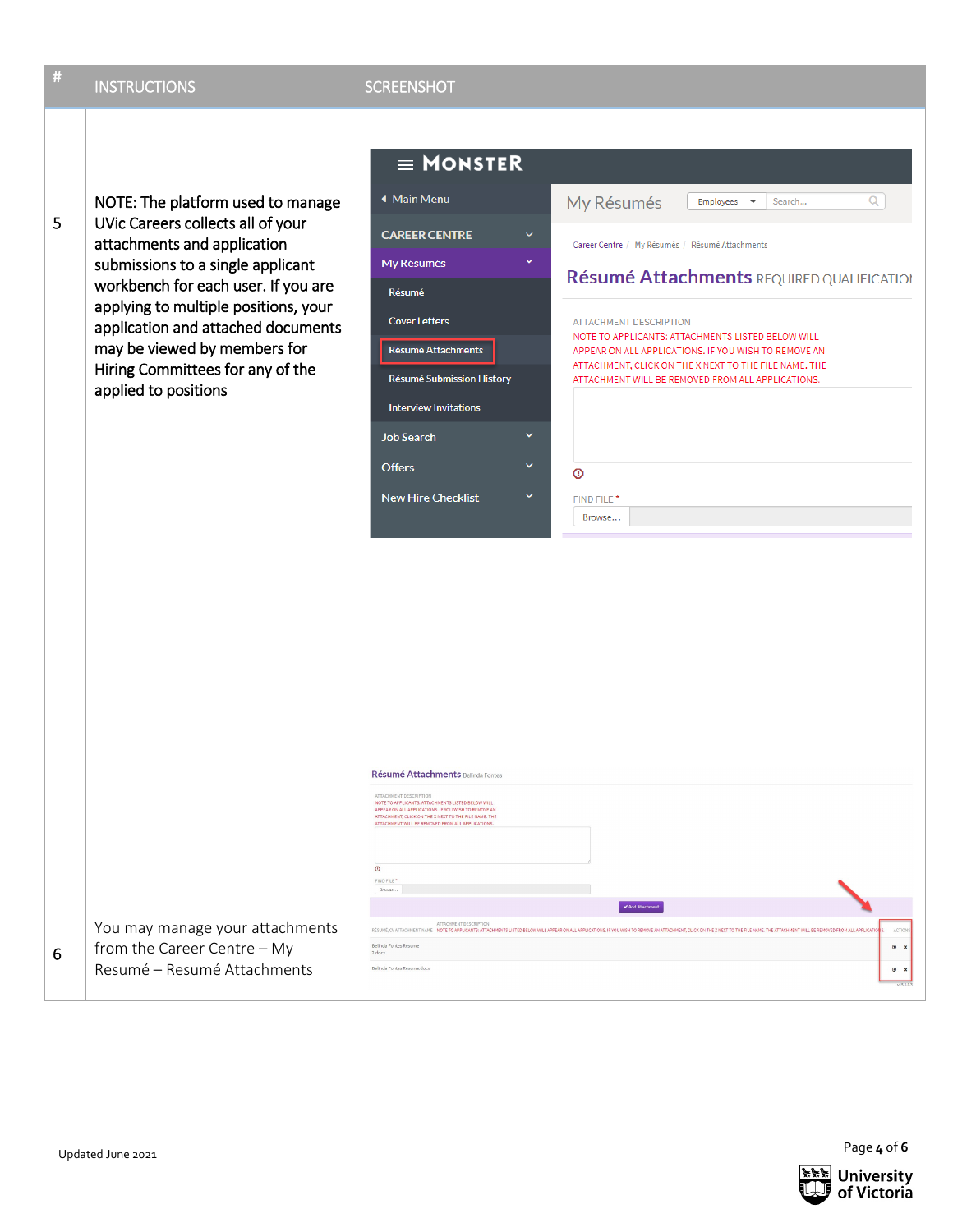| # | INSTRUCTIONS | SCREENSHOT |
| --- | --- | --- |
| 5 | NOTE: The platform used to manage UVic Careers collects all of your attachments and application submissions to a single applicant workbench for each user. If you are applying to multiple positions, your application and attached documents may be viewed by members for Hiring Committees for any of the applied to positions | |
| 6 | You may manage your attachments from the Career Centre – My Resumé – Resumé Attachments | |

Updated June 2021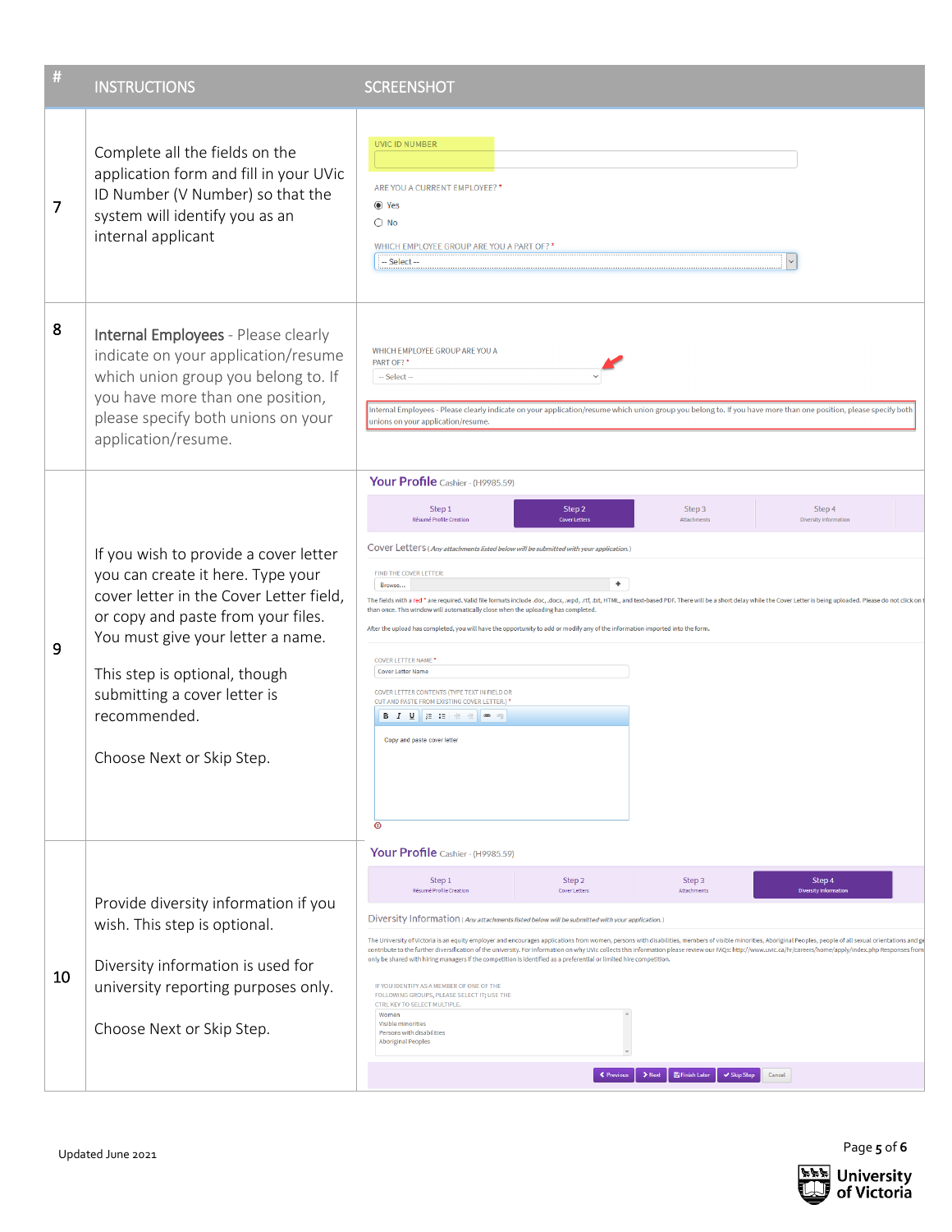| # | INSTRUCTIONS | SCREENSHOT |
| --- | --- | --- |
| 7 | Complete all the fields on the application form and fill in your UVic ID Number (V Number) so that the system will identify you as an internal applicant | UVIC ID NUMBER<br>ARE YOU A CURRENT EMPLOYEE? *<br>Yes<br>No<br>WHICH EMPLOYEE GROUP ARE YOU A PART OF? *<br>-- Select -- |
| 8 | Internal Employees - Please clearly indicate on your application/resume which union group you belong to. If you have more than one position, please specify both unions on your application/resume. | WHICH EMPLOYEE GROUP ARE YOU A PART OF? *<br>-- Select --<br>Internal Employees - Please clearly indicate on your application/resume which union group you belong to. If you have more than one position, please specify both unions on your application/resume. |
| 9 | If you wish to provide a cover letter you can create it here. Type your cover letter in the Cover Letter field, or copy and paste from your files. You must give your letter a name.<br><br>This step is optional, though submitting a cover letter is recommended.<br><br>Choose Next or Skip Step. | Your Profile Cashier - (H9985.59)<br>Step 1 Résumé Profile Creation / Step 2 Cover Letters / Step 3 Attachments / Step 4 Diversity Information<br>Cover Letters (Any attachments listed below will be submitted with your application.)<br>FIND THE COVER LETTER:<br>Browse...<br>The fields with a red * are required. Valid file formats include .doc, .docx, .wpd, .rtf, .txt, HTML, and text-based PDF. There will be a short delay while the Cover Letter is being uploaded. Please do not click on t... than once. This window will automatically close when the uploading has completed.<br>After the upload has completed, you will have the opportunity to add or modify any of the information imported into the form.<br>COVER LETTER NAME *<br>Cover Letter Name<br>COVER LETTER CONTENTS (TYPE TEXT IN FIELD OR CUT AND PASTE FROM EXISTING COVER LETTER.) *<br>Copy and paste cover letter |
| 10 | Provide diversity information if you wish. This step is optional.<br><br>Diversity information is used for university reporting purposes only.<br><br>Choose Next or Skip Step. | Your Profile Cashier - (H9985.59)<br>Step 1 Résumé Profile Creation / Step 2 Cover Letters / Step 3 Attachments / Step 4 Diversity Information<br>Diversity Information (Any attachments listed below will be submitted with your application.)<br>The University of Victoria is an equity employer and encourages applications from women, persons with disabilities, members of visible minorities, Aboriginal Peoples, people of all sexual orientations and ge... contribute to the further diversification of the university. For information on why UVic collects this information please review our FAQs: http://www.uvic.ca/hr/careers/home/apply/index.php Responses from... only be shared with hiring managers if the competition is identified as a preferential or limited hire competition.<br>IF YOU IDENTIFY AS A MEMBER OF ONE OF THE FOLLOWING GROUPS, PLEASE SELECT IT; USE THE CTRL KEY TO SELECT MULTIPLE.<br>Women<br>Visible minorities<br>Persons with disabilities<br>Aboriginal Peoples<br>Previous / Next / Finish Later / Skip Step / Cancel |

Updated June 2021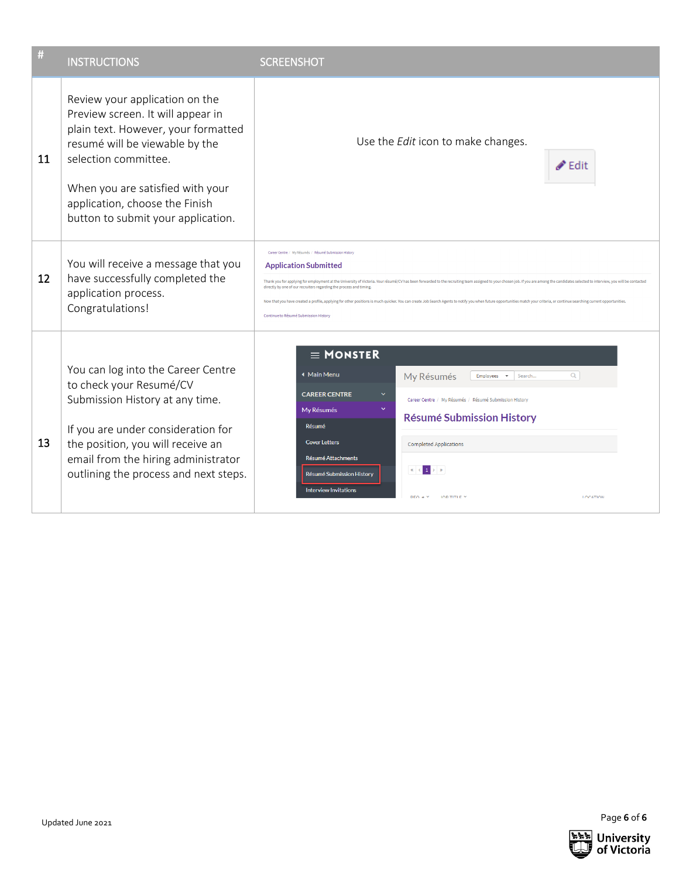| # | INSTRUCTIONS | SCREENSHOT |
|---|---|---|
| 11 | Review your application on the Preview screen. It will appear in plain text. However, your formatted resumé will be viewable by the selection committee.<br><br>When you are satisfied with your application, choose the Finish button to submit your application. | Use the *Edit* icon to make changes.<br>Edit |
| 12 | You will receive a message that you have successfully completed the application process. Congratulations! | Career Centre / My Résumés / Résumé Submission History<br>Application Submitted<br>Thank you for applying for employment at the University of Victoria. Your résumé/CV has been forwarded to the recruiting team assigned to your chosen job. If you are among the candidates selected to interview, you will be contacted directly by one of our recruiters regarding the process and timing.<br>Now that you have created a profile, applying for other positions is much quicker. You can create Job Search Agents to notify you when future opportunities match your criteria, or continue searching current opportunities.<br>Continue to Résumé Submission History |
| 13 | You can log into the Career Centre to check your Resumé/CV Submission History at any time.<br><br>If you are under consideration for the position, you will receive an email from the hiring administrator outlining the process and next steps. | MONSTER<br>Main Menu<br>CAREER CENTRE<br>My Résumés<br>Résumé<br>Cover Letters<br>Résumé Attachments<br>Résumé Submission History<br>Interview Invitations<br>My Résumés<br>Career Centre / My Résumés / Résumé Submission History<br>Résumé Submission History<br>Completed Applications |

Updated June 2021